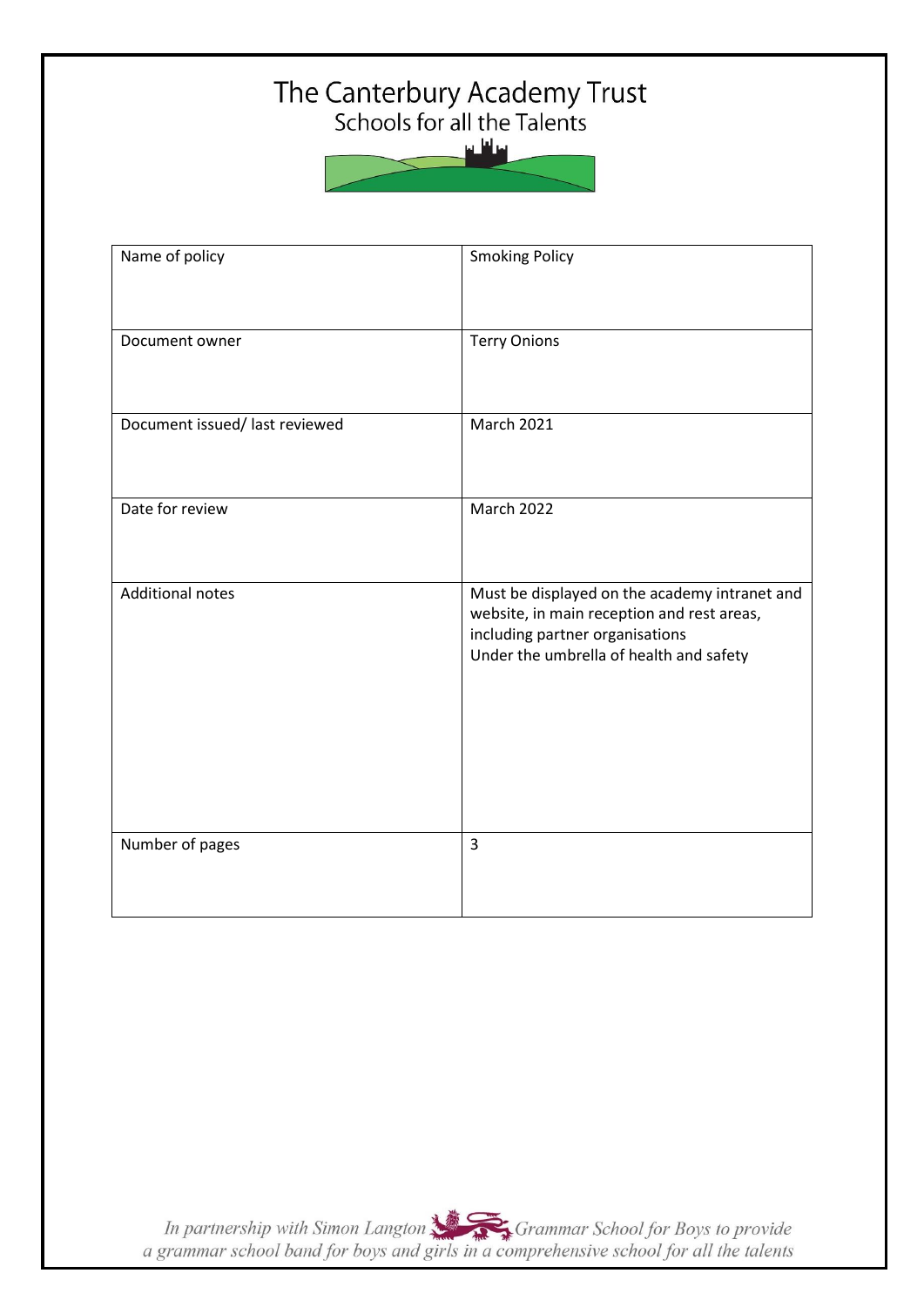# The Canterbury Academy Trust

Schools for all the Talents

| Name of policy | Smoking Policy |
| --- | --- |
| Document owner | Terry Onions |
| Document issued/ last reviewed | March 2021 |
| Date for review | March 2022 |
| Additional notes | Must be displayed on the academy intranet and website, in main reception and rest areas, including partner organisations<br>Under the umbrella of health and safety |
| Number of pages | 3 |

*In partnership with Simon Langton Grammar School for Boys to provide a grammar school band for boys and girls in a comprehensive school for all the talents*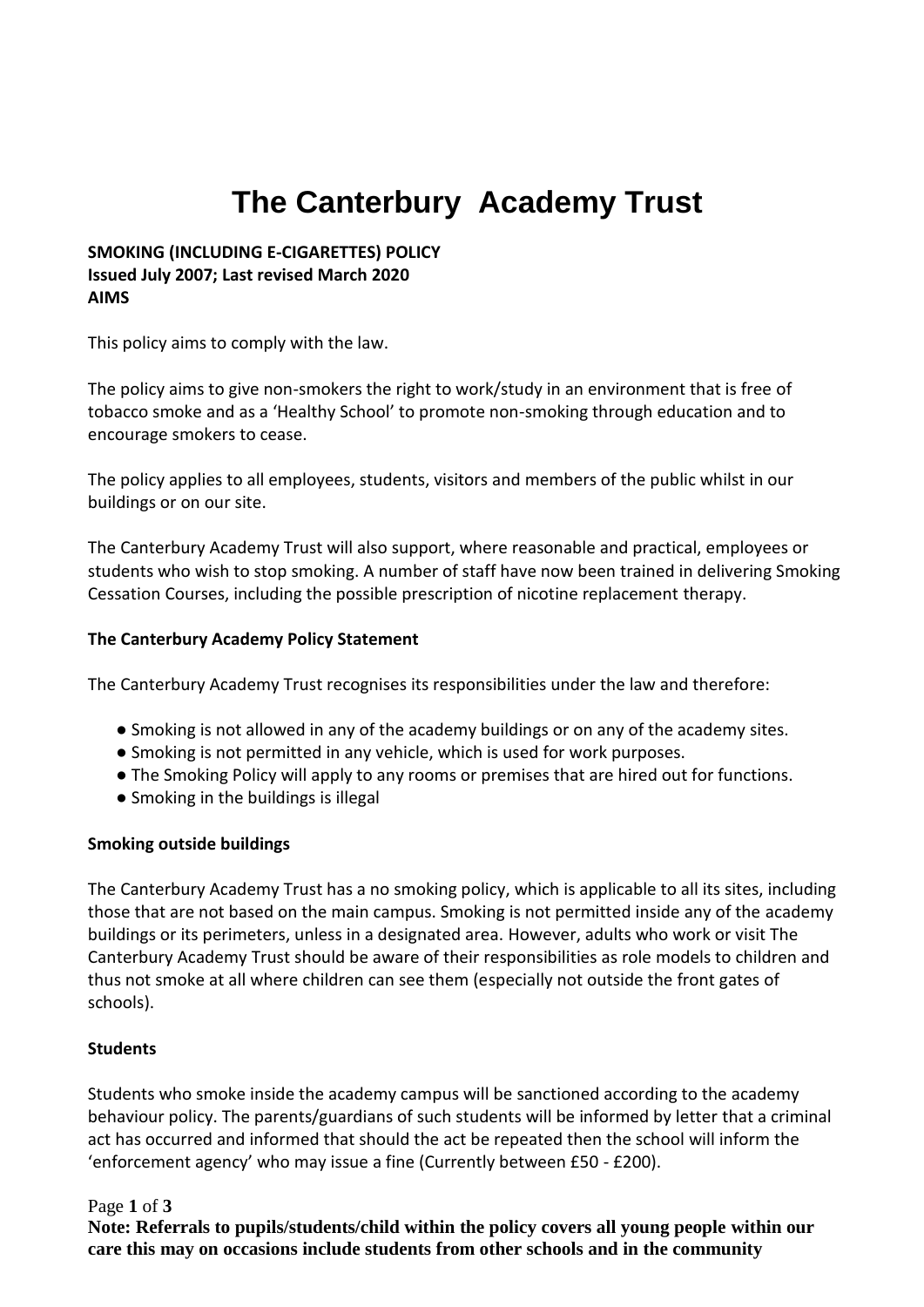# The Canterbury Academy Trust

**SMOKING (INCLUDING E-CIGARETTES) POLICY**
**Issued July 2007; Last revised March 2020**
**AIMS**

This policy aims to comply with the law.

The policy aims to give non-smokers the right to work/study in an environment that is free of tobacco smoke and as a 'Healthy School' to promote non-smoking through education and to encourage smokers to cease.

The policy applies to all employees, students, visitors and members of the public whilst in our buildings or on our site.

The Canterbury Academy Trust will also support, where reasonable and practical, employees or students who wish to stop smoking. A number of staff have now been trained in delivering Smoking Cessation Courses, including the possible prescription of nicotine replacement therapy.

**The Canterbury Academy Policy Statement**

The Canterbury Academy Trust recognises its responsibilities under the law and therefore:

- Smoking is not allowed in any of the academy buildings or on any of the academy sites.
- Smoking is not permitted in any vehicle, which is used for work purposes.
- The Smoking Policy will apply to any rooms or premises that are hired out for functions.
- Smoking in the buildings is illegal

**Smoking outside buildings**

The Canterbury Academy Trust has a no smoking policy, which is applicable to all its sites, including those that are not based on the main campus. Smoking is not permitted inside any of the academy buildings or its perimeters, unless in a designated area. However, adults who work or visit The Canterbury Academy Trust should be aware of their responsibilities as role models to children and thus not smoke at all where children can see them (especially not outside the front gates of schools).

**Students**

Students who smoke inside the academy campus will be sanctioned according to the academy behaviour policy. The parents/guardians of such students will be informed by letter that a criminal act has occurred and informed that should the act be repeated then the school will inform the 'enforcement agency' who may issue a fine (Currently between £50 - £200).

**Note: Referrals to pupils/students/child within the policy covers all young people within our care this may on occasions include students from other schools and in the community**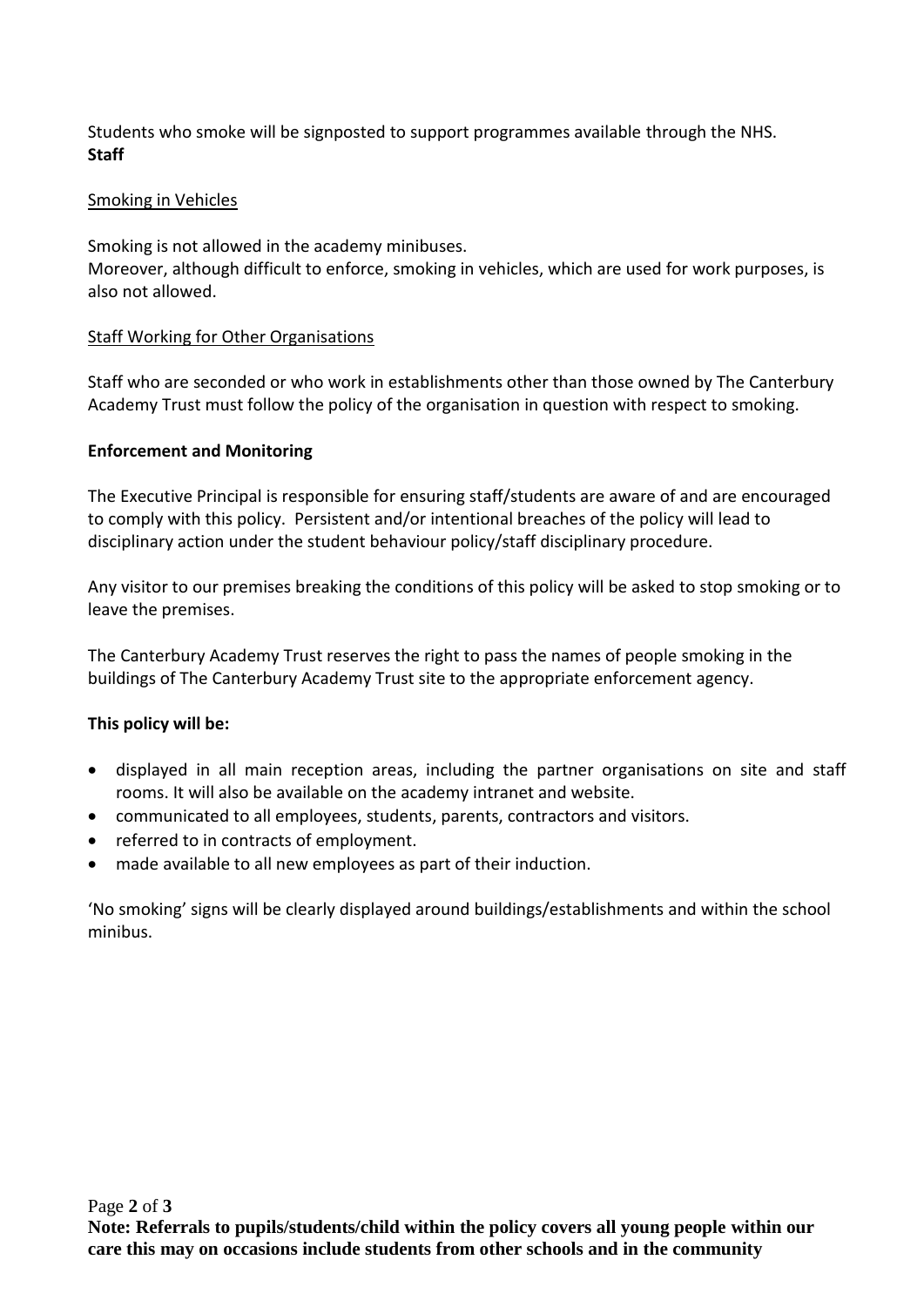Students who smoke will be signposted to support programmes available through the NHS.

**Staff**

Smoking in Vehicles

Smoking is not allowed in the academy minibuses.
Moreover, although difficult to enforce, smoking in vehicles, which are used for work purposes, is also not allowed.

Staff Working for Other Organisations

Staff who are seconded or who work in establishments other than those owned by The Canterbury Academy Trust must follow the policy of the organisation in question with respect to smoking.

**Enforcement and Monitoring**

The Executive Principal is responsible for ensuring staff/students are aware of and are encouraged to comply with this policy. Persistent and/or intentional breaches of the policy will lead to disciplinary action under the student behaviour policy/staff disciplinary procedure.

Any visitor to our premises breaking the conditions of this policy will be asked to stop smoking or to leave the premises.

The Canterbury Academy Trust reserves the right to pass the names of people smoking in the buildings of The Canterbury Academy Trust site to the appropriate enforcement agency.

**This policy will be:**

- displayed in all main reception areas, including the partner organisations on site and staff rooms. It will also be available on the academy intranet and website.
- communicated to all employees, students, parents, contractors and visitors.
- referred to in contracts of employment.
- made available to all new employees as part of their induction.

'No smoking' signs will be clearly displayed around buildings/establishments and within the school minibus.

**Note: Referrals to pupils/students/child within the policy covers all young people within our care this may on occasions include students from other schools and in the community**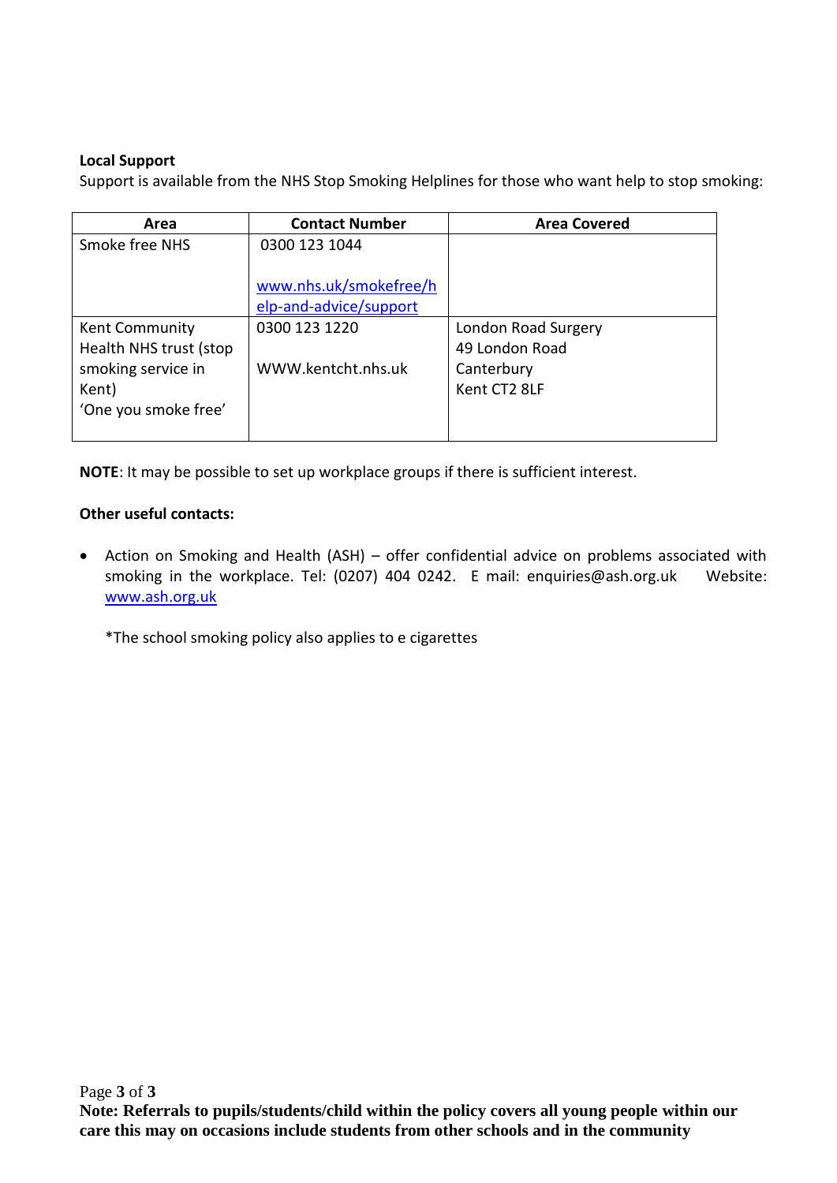**Local Support**

Support is available from the NHS Stop Smoking Helplines for those who want help to stop smoking:

| Area | Contact Number | Area Covered |
|---|---|---|
| Smoke free NHS | 0300 123 1044<br><br>www.nhs.uk/smokefree/help-and-advice/support | |
| Kent Community Health NHS trust (stop smoking service in Kent)<br>'One you smoke free' | 0300 123 1220<br><br>WWW.kentcht.nhs.uk | London Road Surgery<br>49 London Road<br>Canterbury<br>Kent CT2 8LF |

**NOTE**: It may be possible to set up workplace groups if there is sufficient interest.

**Other useful contacts:**

- Action on Smoking and Health (ASH) – offer confidential advice on problems associated with smoking in the workplace. Tel: (0207) 404 0242. E mail: enquiries@ash.org.uk Website: www.ash.org.uk

*The school smoking policy also applies to e cigarettes

**Note: Referrals to pupils/students/child within the policy covers all young people within our care this may on occasions include students from other schools and in the community**